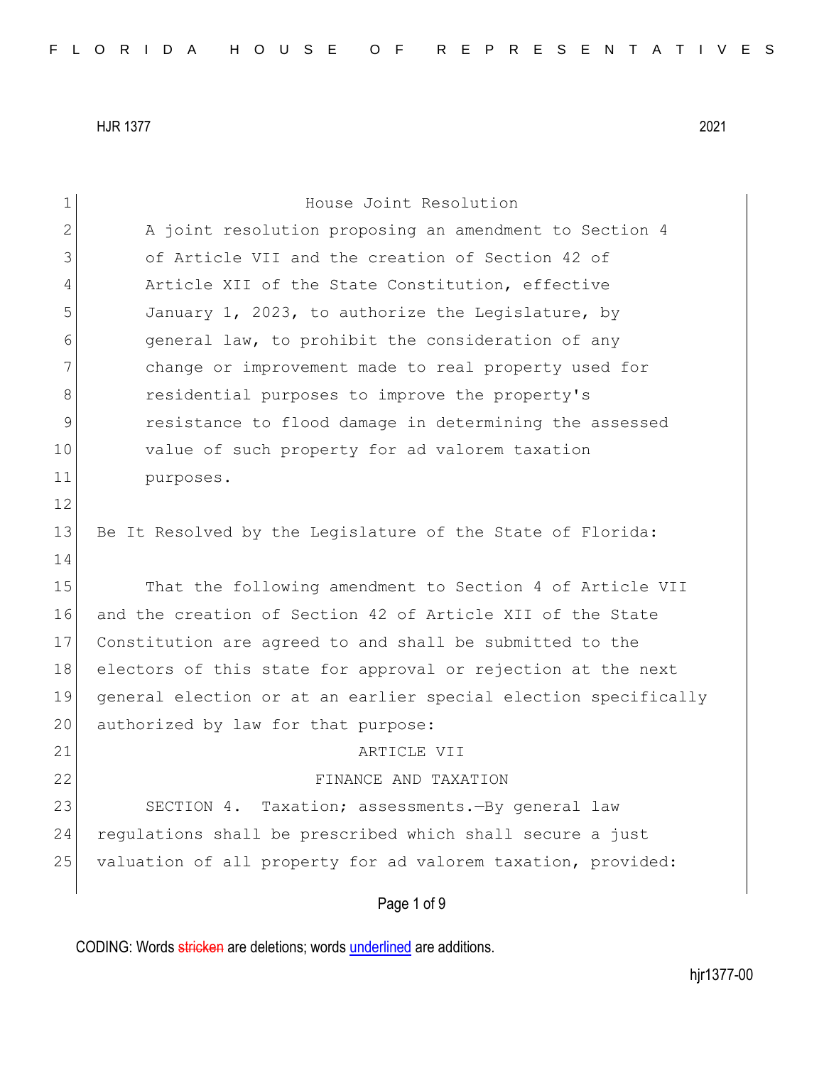HJR 1377 2021

# House Joint Resolution

A joint resolution proposing an amendment to Section 4 of Article VII and the creation of Section 42 of Article XII of the State Constitution, effective January 1, 2023, to authorize the Legislature, by general law, to prohibit the consideration of any change or improvement made to real property used for residential purposes to improve the property's resistance to flood damage in determining the assessed value of such property for ad valorem taxation purposes.

Be It Resolved by the Legislature of the State of Florida:

That the following amendment to Section 4 of Article VII and the creation of Section 42 of Article XII of the State Constitution are agreed to and shall be submitted to the electors of this state for approval or rejection at the next general election or at an earlier special election specifically authorized by law for that purpose:

ARTICLE VII

FINANCE AND TAXATION

SECTION 4. Taxation; assessments.—By general law regulations shall be prescribed which shall secure a just valuation of all property for ad valorem taxation, provided:

CODING: Words stricken are deletions; words underlined are additions.

hjr1377-00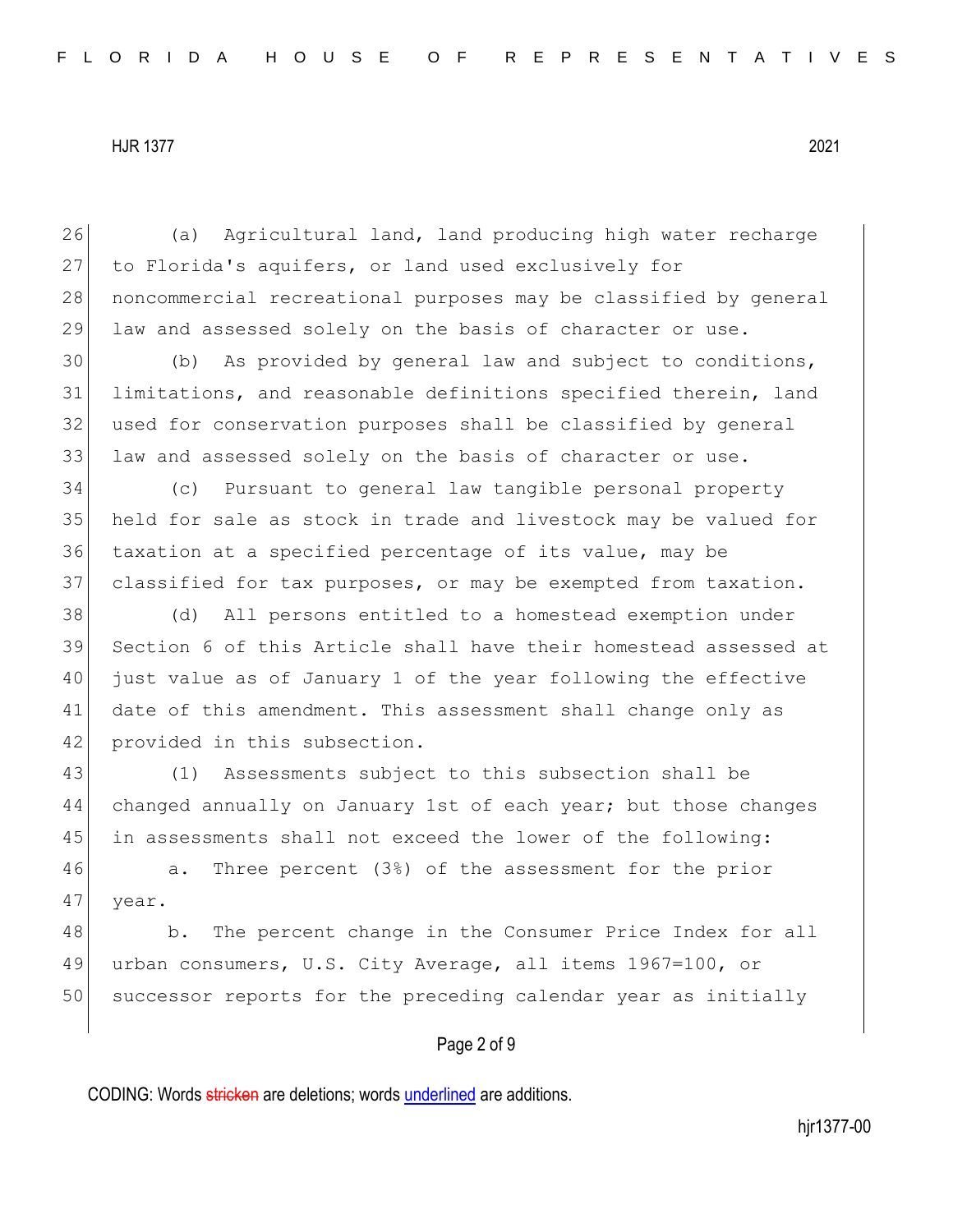(a) Agricultural land, land producing high water recharge to Florida's aquifers, or land used exclusively for noncommercial recreational purposes may be classified by general law and assessed solely on the basis of character or use.

(b) As provided by general law and subject to conditions, limitations, and reasonable definitions specified therein, land used for conservation purposes shall be classified by general law and assessed solely on the basis of character or use.

(c) Pursuant to general law tangible personal property held for sale as stock in trade and livestock may be valued for taxation at a specified percentage of its value, may be classified for tax purposes, or may be exempted from taxation.

(d) All persons entitled to a homestead exemption under Section 6 of this Article shall have their homestead assessed at just value as of January 1 of the year following the effective date of this amendment. This assessment shall change only as provided in this subsection.

(1) Assessments subject to this subsection shall be changed annually on January 1st of each year; but those changes in assessments shall not exceed the lower of the following:

a. Three percent (3%) of the assessment for the prior year.

b. The percent change in the Consumer Price Index for all urban consumers, U.S. City Average, all items 1967=100, or successor reports for the preceding calendar year as initially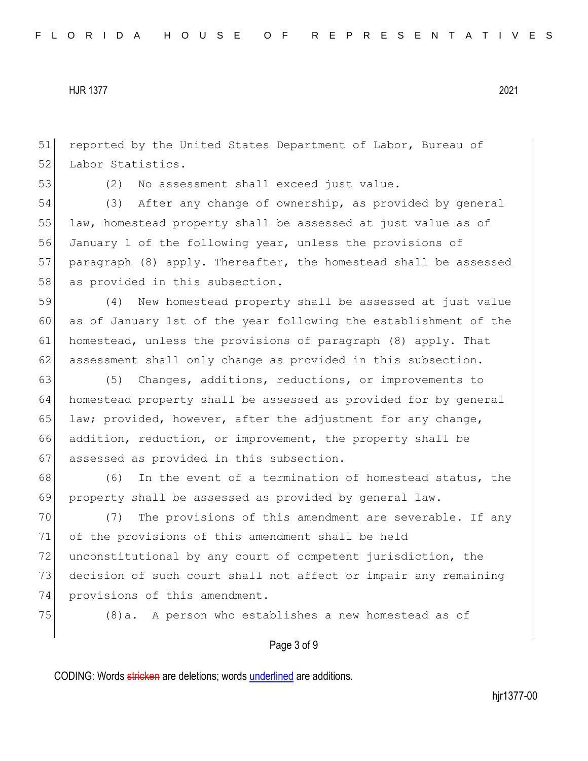reported by the United States Department of Labor, Bureau of Labor Statistics.

(2) No assessment shall exceed just value.

(3) After any change of ownership, as provided by general law, homestead property shall be assessed at just value as of January 1 of the following year, unless the provisions of paragraph (8) apply. Thereafter, the homestead shall be assessed as provided in this subsection.

(4) New homestead property shall be assessed at just value as of January 1st of the year following the establishment of the homestead, unless the provisions of paragraph (8) apply. That assessment shall only change as provided in this subsection.

(5) Changes, additions, reductions, or improvements to homestead property shall be assessed as provided for by general law; provided, however, after the adjustment for any change, addition, reduction, or improvement, the property shall be assessed as provided in this subsection.

(6) In the event of a termination of homestead status, the property shall be assessed as provided by general law.

(7) The provisions of this amendment are severable. If any of the provisions of this amendment shall be held unconstitutional by any court of competent jurisdiction, the decision of such court shall not affect or impair any remaining provisions of this amendment.

(8)a. A person who establishes a new homestead as of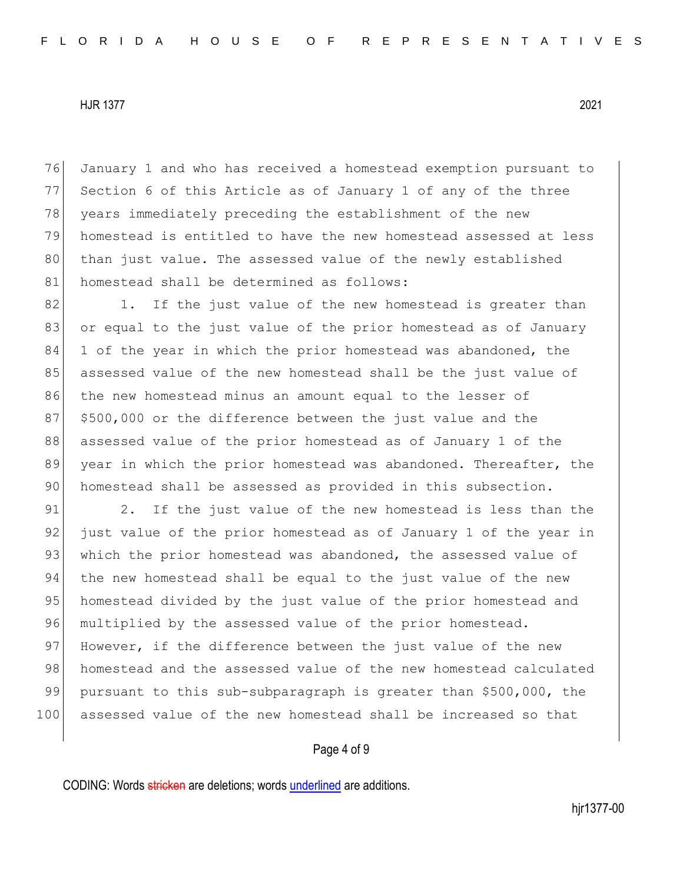January 1 and who has received a homestead exemption pursuant to Section 6 of this Article as of January 1 of any of the three years immediately preceding the establishment of the new homestead is entitled to have the new homestead assessed at less than just value. The assessed value of the newly established homestead shall be determined as follows:

1. If the just value of the new homestead is greater than or equal to the just value of the prior homestead as of January 1 of the year in which the prior homestead was abandoned, the assessed value of the new homestead shall be the just value of the new homestead minus an amount equal to the lesser of $500,000 or the difference between the just value and the assessed value of the prior homestead as of January 1 of the year in which the prior homestead was abandoned. Thereafter, the homestead shall be assessed as provided in this subsection.

2. If the just value of the new homestead is less than the just value of the prior homestead as of January 1 of the year in which the prior homestead was abandoned, the assessed value of the new homestead shall be equal to the just value of the new homestead divided by the just value of the prior homestead and multiplied by the assessed value of the prior homestead. However, if the difference between the just value of the new homestead and the assessed value of the new homestead calculated pursuant to this sub-subparagraph is greater than $500,000, the assessed value of the new homestead shall be increased so that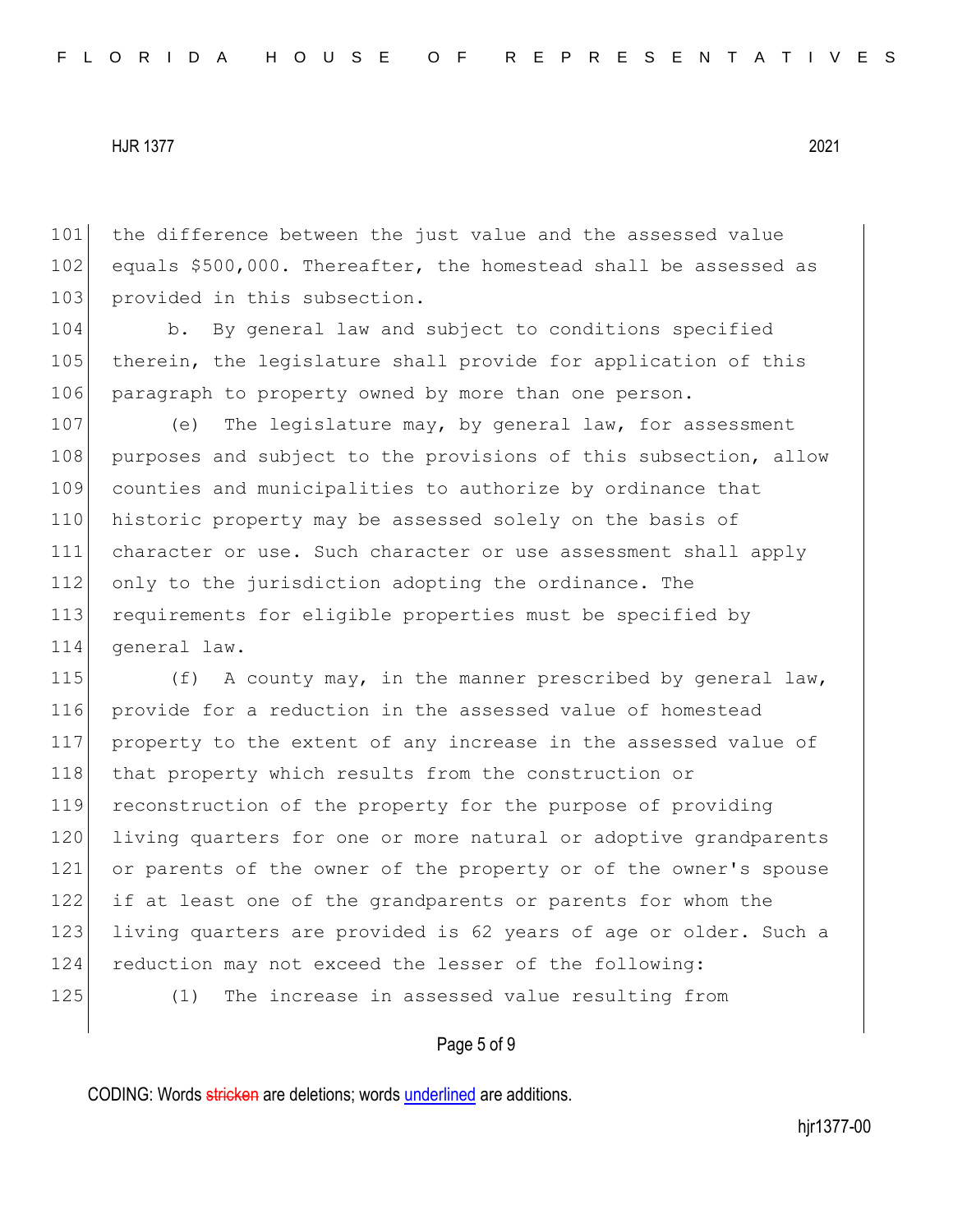the difference between the just value and the assessed value equals $500,000. Thereafter, the homestead shall be assessed as provided in this subsection.

b. By general law and subject to conditions specified therein, the legislature shall provide for application of this paragraph to property owned by more than one person.

(e) The legislature may, by general law, for assessment purposes and subject to the provisions of this subsection, allow counties and municipalities to authorize by ordinance that historic property may be assessed solely on the basis of character or use. Such character or use assessment shall apply only to the jurisdiction adopting the ordinance. The requirements for eligible properties must be specified by general law.

(f) A county may, in the manner prescribed by general law, provide for a reduction in the assessed value of homestead property to the extent of any increase in the assessed value of that property which results from the construction or reconstruction of the property for the purpose of providing living quarters for one or more natural or adoptive grandparents or parents of the owner of the property or of the owner's spouse if at least one of the grandparents or parents for whom the living quarters are provided is 62 years of age or older. Such a reduction may not exceed the lesser of the following:

(1) The increase in assessed value resulting from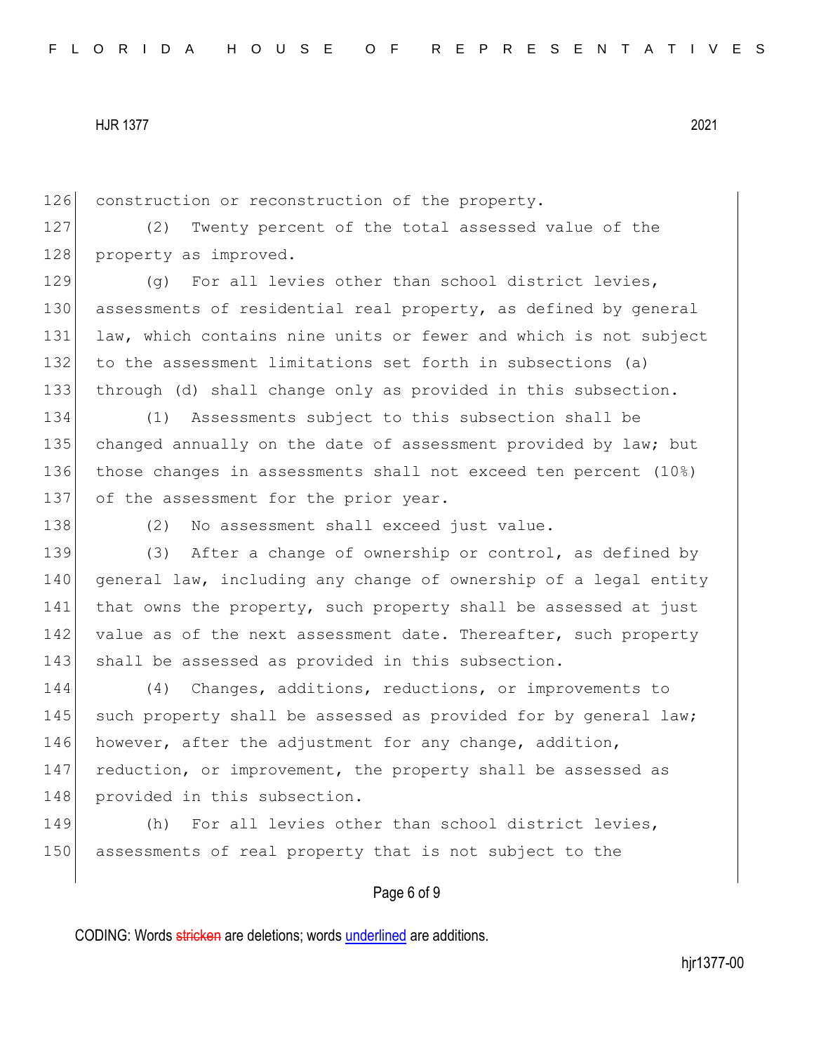construction or reconstruction of the property.

(2) Twenty percent of the total assessed value of the property as improved.

(g) For all levies other than school district levies, assessments of residential real property, as defined by general law, which contains nine units or fewer and which is not subject to the assessment limitations set forth in subsections (a) through (d) shall change only as provided in this subsection.

(1) Assessments subject to this subsection shall be changed annually on the date of assessment provided by law; but those changes in assessments shall not exceed ten percent (10%) of the assessment for the prior year.

(2) No assessment shall exceed just value.

(3) After a change of ownership or control, as defined by general law, including any change of ownership of a legal entity that owns the property, such property shall be assessed at just value as of the next assessment date. Thereafter, such property shall be assessed as provided in this subsection.

(4) Changes, additions, reductions, or improvements to such property shall be assessed as provided for by general law; however, after the adjustment for any change, addition, reduction, or improvement, the property shall be assessed as provided in this subsection.

(h) For all levies other than school district levies, assessments of real property that is not subject to the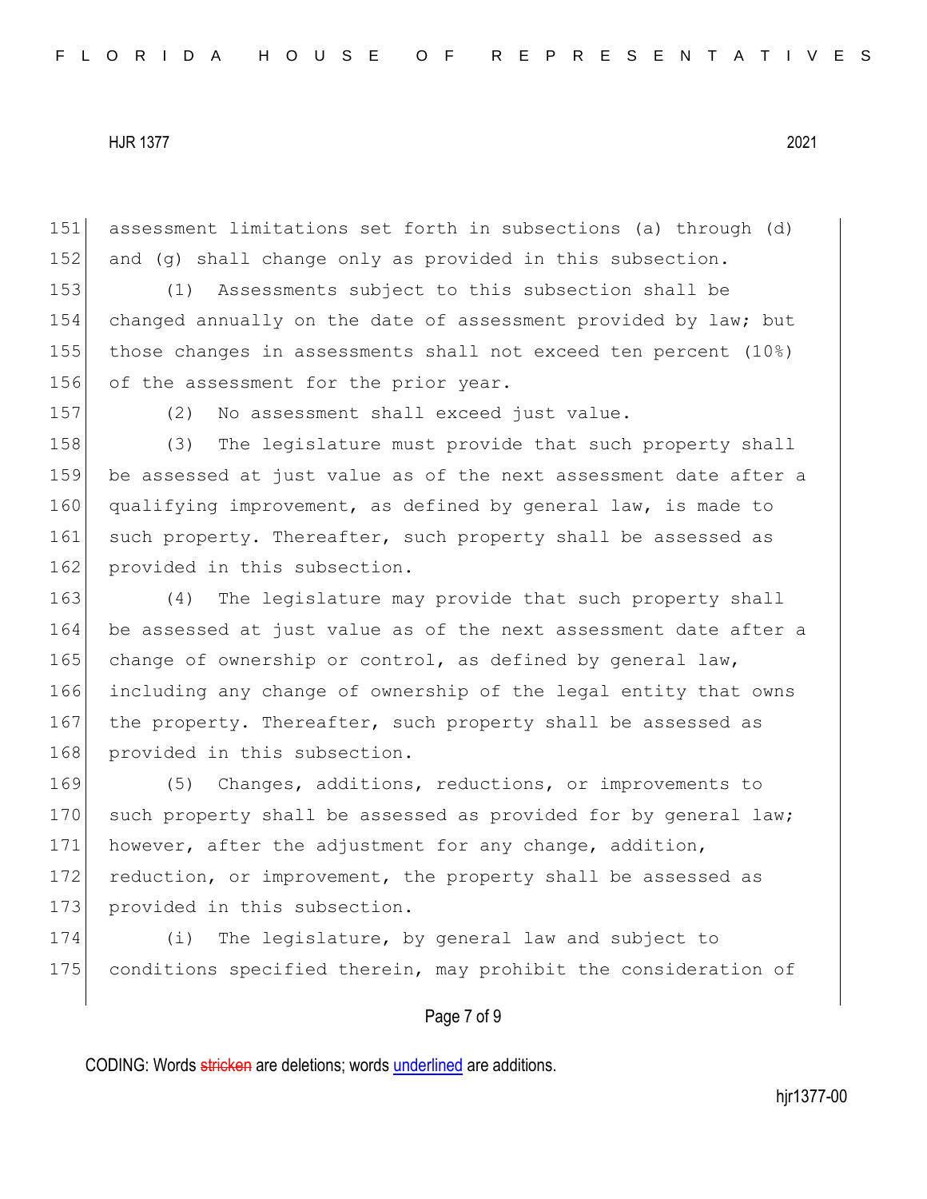assessment limitations set forth in subsections (a) through (d) and (g) shall change only as provided in this subsection.

(1) Assessments subject to this subsection shall be changed annually on the date of assessment provided by law; but those changes in assessments shall not exceed ten percent (10%) of the assessment for the prior year.

(2) No assessment shall exceed just value.

(3) The legislature must provide that such property shall be assessed at just value as of the next assessment date after a qualifying improvement, as defined by general law, is made to such property. Thereafter, such property shall be assessed as provided in this subsection.

(4) The legislature may provide that such property shall be assessed at just value as of the next assessment date after a change of ownership or control, as defined by general law, including any change of ownership of the legal entity that owns the property. Thereafter, such property shall be assessed as provided in this subsection.

(5) Changes, additions, reductions, or improvements to such property shall be assessed as provided for by general law; however, after the adjustment for any change, addition, reduction, or improvement, the property shall be assessed as provided in this subsection.

(i) The legislature, by general law and subject to conditions specified therein, may prohibit the consideration of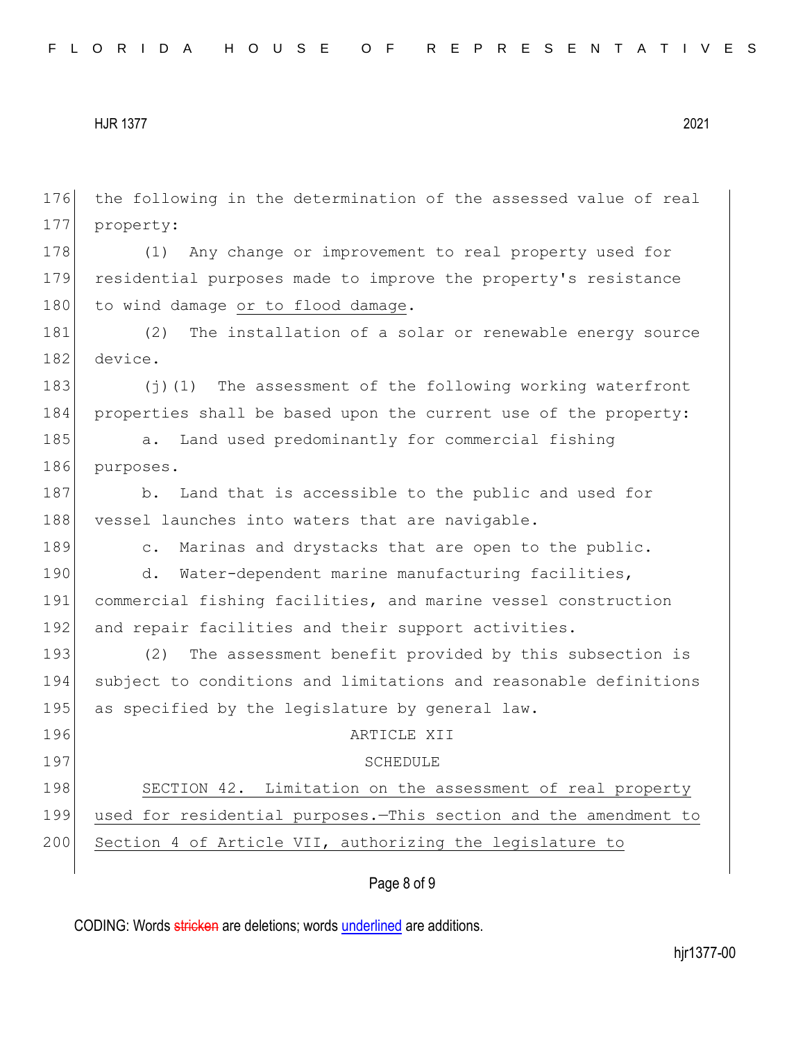the following in the determination of the assessed value of real property:

(1) Any change or improvement to real property used for residential purposes made to improve the property's resistance to wind damage <u>or to flood damage</u>.

(2) The installation of a solar or renewable energy source device.

(j)(1) The assessment of the following working waterfront properties shall be based upon the current use of the property:

a. Land used predominantly for commercial fishing purposes.

b. Land that is accessible to the public and used for vessel launches into waters that are navigable.

c. Marinas and drystacks that are open to the public.

d. Water-dependent marine manufacturing facilities, commercial fishing facilities, and marine vessel construction and repair facilities and their support activities.

(2) The assessment benefit provided by this subsection is subject to conditions and limitations and reasonable definitions as specified by the legislature by general law.

ARTICLE XII

SCHEDULE

<u>SECTION 42. Limitation on the assessment of real property used for residential purposes.—This section and the amendment to Section 4 of Article VII, authorizing the legislature to</u>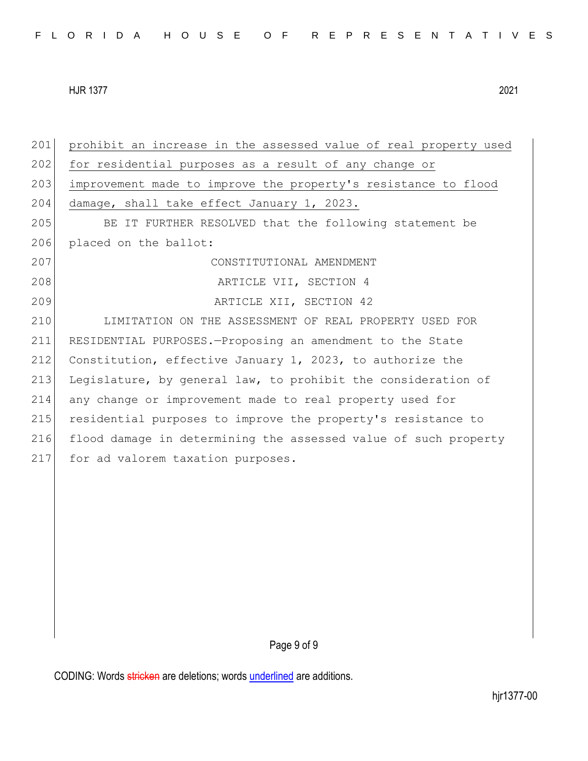prohibit an increase in the assessed value of real property used for residential purposes as a result of any change or improvement made to improve the property's resistance to flood damage, shall take effect January 1, 2023.

BE IT FURTHER RESOLVED that the following statement be placed on the ballot:

CONSTITUTIONAL AMENDMENT

ARTICLE VII, SECTION 4

ARTICLE XII, SECTION 42

LIMITATION ON THE ASSESSMENT OF REAL PROPERTY USED FOR RESIDENTIAL PURPOSES.—Proposing an amendment to the State Constitution, effective January 1, 2023, to authorize the Legislature, by general law, to prohibit the consideration of any change or improvement made to real property used for residential purposes to improve the property's resistance to flood damage in determining the assessed value of such property for ad valorem taxation purposes.